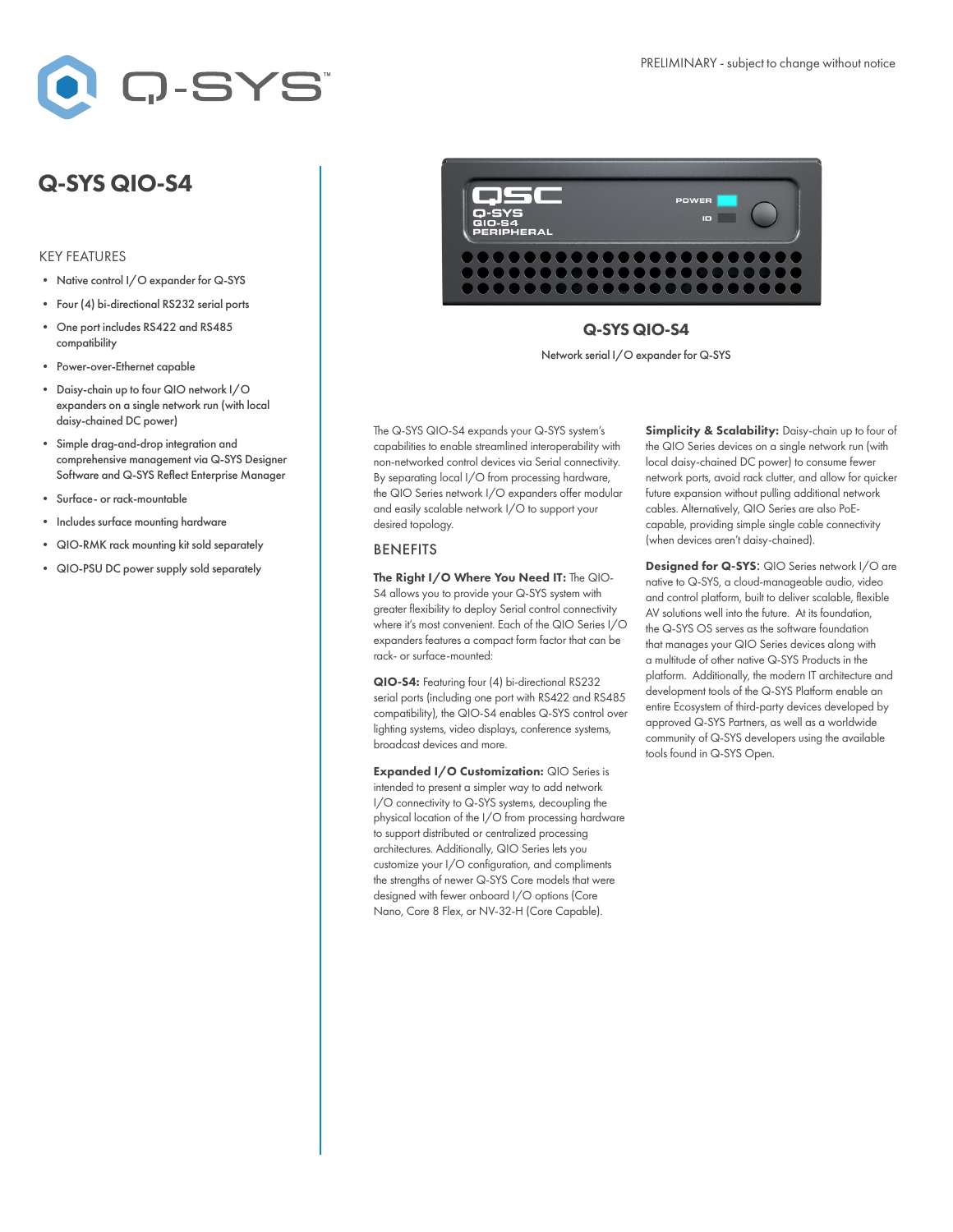PRELIMINARY - subject to change without notice

# Q-SYS QIO-S4

## KEY FEATURES

- Native control I/O expander for Q-SYS
- Four (4) bi-directional RS232 serial ports
- One port includes RS422 and RS485 compatibility
- Power-over-Ethernet capable
- Daisy-chain up to four QIO network I/O expanders on a single network run (with local daisy-chained DC power)
- Simple drag-and-drop integration and comprehensive management via Q-SYS Designer Software and Q-SYS Reflect Enterprise Manager
- Surface- or rack-mountable
- Includes surface mounting hardware
- QIO-RMK rack mounting kit sold separately
- QIO-PSU DC power supply sold separately

**Q-SYS QIO-S4**

Network serial I/O expander for Q-SYS

The Q-SYS QIO-S4 expands your Q-SYS system's capabilities to enable streamlined interoperability with non-networked control devices via Serial connectivity. By separating local I/O from processing hardware, the QIO Series network I/O expanders offer modular and easily scalable network I/O to support your desired topology.

## BENEFITS

**The Right I/O Where You Need IT:** The QIO-S4 allows you to provide your Q-SYS system with greater flexibility to deploy Serial control connectivity where it's most convenient. Each of the QIO Series I/O expanders features a compact form factor that can be rack- or surface-mounted:

**QIO-S4:** Featuring four (4) bi-directional RS232 serial ports (including one port with RS422 and RS485 compatibility), the QIO-S4 enables Q-SYS control over lighting systems, video displays, conference systems, broadcast devices and more.

**Expanded I/O Customization:** QIO Series is intended to present a simpler way to add network I/O connectivity to Q-SYS systems, decoupling the physical location of the I/O from processing hardware to support distributed or centralized processing architectures. Additionally, QIO Series lets you customize your I/O configuration, and compliments the strengths of newer Q-SYS Core models that were designed with fewer onboard I/O options (Core Nano, Core 8 Flex, or NV-32-H (Core Capable).

**Simplicity & Scalability:** Daisy-chain up to four of the QIO Series devices on a single network run (with local daisy-chained DC power) to consume fewer network ports, avoid rack clutter, and allow for quicker future expansion without pulling additional network cables. Alternatively, QIO Series are also PoE-capable, providing simple single cable connectivity (when devices aren't daisy-chained).

**Designed for Q-SYS:** QIO Series network I/O are native to Q-SYS, a cloud-manageable audio, video and control platform, built to deliver scalable, flexible AV solutions well into the future. At its foundation, the Q-SYS OS serves as the software foundation that manages your QIO Series devices along with a multitude of other native Q-SYS Products in the platform. Additionally, the modern IT architecture and development tools of the Q-SYS Platform enable an entire Ecosystem of third-party devices developed by approved Q-SYS Partners, as well as a worldwide community of Q-SYS developers using the available tools found in Q-SYS Open.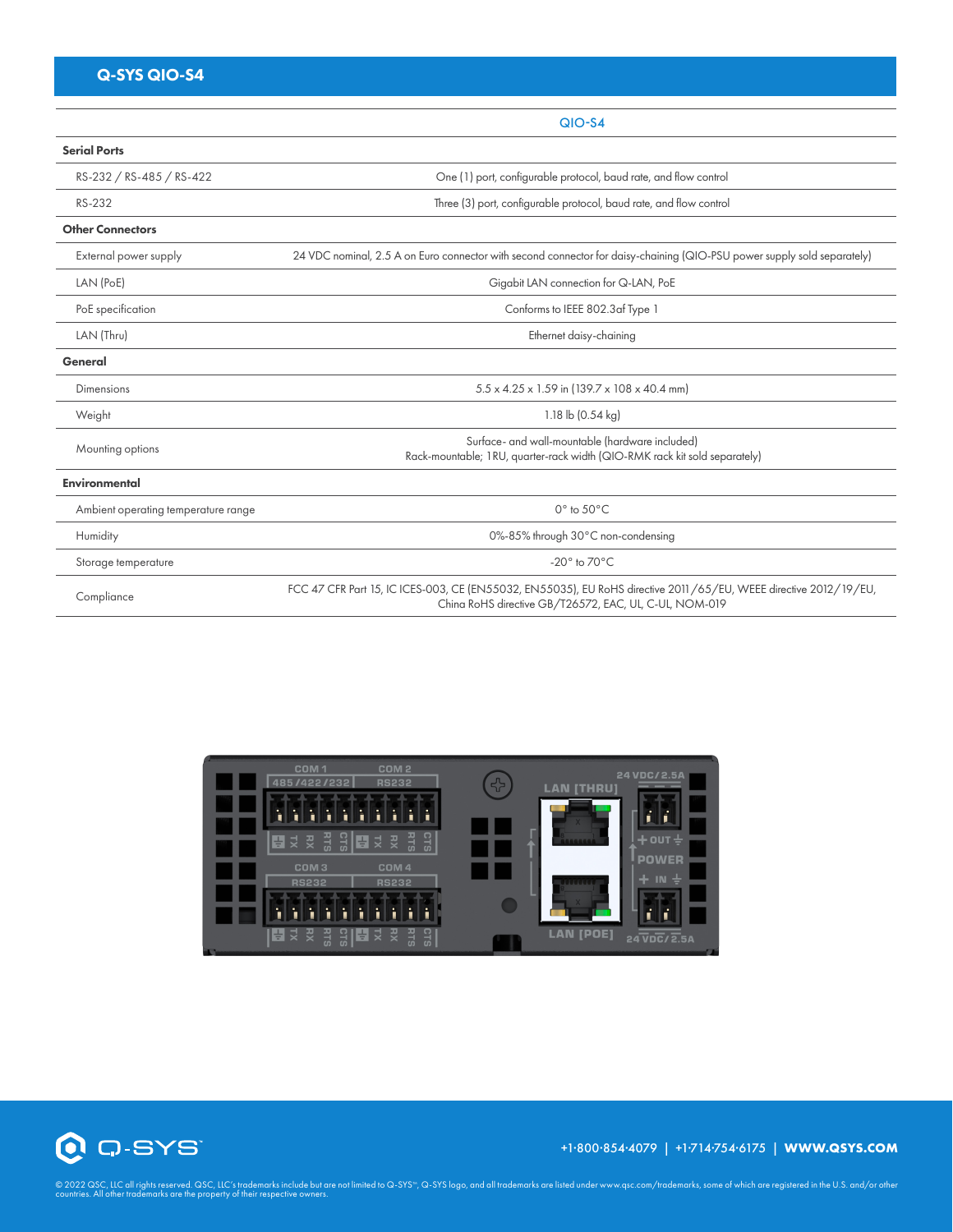## Q-SYS QIO-S4

| | QIO-S4 |
|---|---|
| **Serial Ports** | |
| RS-232 / RS-485 / RS-422 | One (1) port, configurable protocol, baud rate, and flow control |
| RS-232 | Three (3) port, configurable protocol, baud rate, and flow control |
| **Other Connectors** | |
| External power supply | 24 VDC nominal, 2.5 A on Euro connector with second connector for daisy-chaining (QIO-PSU power supply sold separately) |
| LAN (PoE) | Gigabit LAN connection for Q-LAN, PoE |
| PoE specification | Conforms to IEEE 802.3af Type 1 |
| LAN (Thru) | Ethernet daisy-chaining |
| **General** | |
| Dimensions | 5.5 x 4.25 x 1.59 in (139.7 x 108 x 40.4 mm) |
| Weight | 1.18 lb (0.54 kg) |
| Mounting options | Surface- and wall-mountable (hardware included)<br>Rack-mountable; 1RU, quarter-rack width (QIO-RMK rack kit sold separately) |
| **Environmental** | |
| Ambient operating temperature range | 0° to 50°C |
| Humidity | 0%-85% through 30°C non-condensing |
| Storage temperature | -20° to 70°C |
| Compliance | FCC 47 CFR Part 15, IC ICES-003, CE (EN55032, EN55035), EU RoHS directive 2011/65/EU, WEEE directive 2012/19/EU, China RoHS directive GB/T26572, EAC, UL, C-UL, NOM-019 |

COM 1 485/422/232
COM 2 RS232
COM 3 RS232
COM 4 RS232
TX RX RTS CTS
LAN [THRU]
LAN [POE]
24 VDC/2.5A
OUT
POWER
IN

+1·800·854·4079 | +1·714·754·6175 | WWW.QSYS.COM

© 2022 QSC, LLC all rights reserved. QSC, LLC's trademarks include but are not limited to Q-SYS™, Q-SYS logo, and all trademarks are listed under www.qsc.com/trademarks, some of which are registered in the U.S. and/or other countries. All other trademarks are the property of their respective owners.